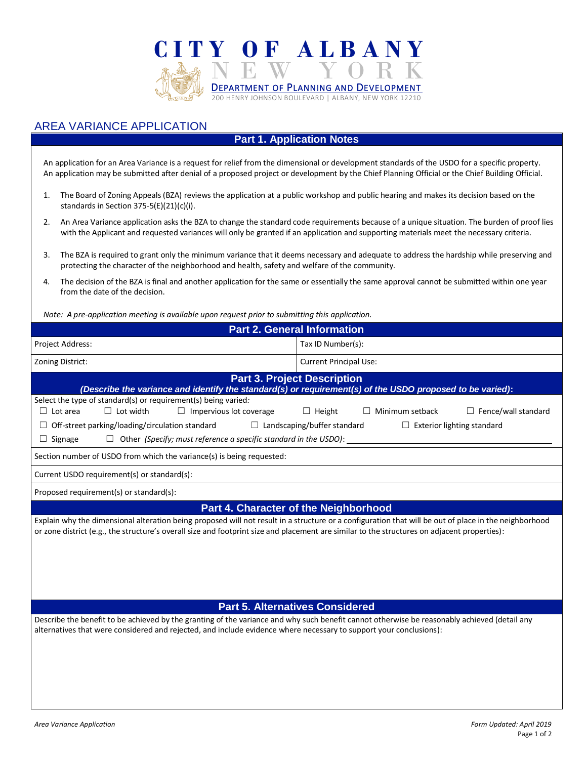# CITY OF ALBANY
## NEW YORK
DEPARTMENT OF PLANNING AND DEVELOPMENT
200 HENRY JOHNSON BOULEVARD | ALBANY, NEW YORK 12210

## AREA VARIANCE APPLICATION

### Part 1. Application Notes

An application for an Area Variance is a request for relief from the dimensional or development standards of the USDO for a specific property. An application may be submitted after denial of a proposed project or development by the Chief Planning Official or the Chief Building Official.

1. The Board of Zoning Appeals (BZA) reviews the application at a public workshop and public hearing and makes its decision based on the standards in Section 375-5(E)(21)(c)(i).
2. An Area Variance application asks the BZA to change the standard code requirements because of a unique situation. The burden of proof lies with the Applicant and requested variances will only be granted if an application and supporting materials meet the necessary criteria.
3. The BZA is required to grant only the minimum variance that it deems necessary and adequate to address the hardship while preserving and protecting the character of the neighborhood and health, safety and welfare of the community.
4. The decision of the BZA is final and another application for the same or essentially the same approval cannot be submitted within one year from the date of the decision.

*Note: A pre-application meeting is available upon request prior to submitting this application.*

### Part 2. General Information

| Project Address: | Tax ID Number(s): |
|---|---|
| Zoning District: | Current Principal Use: |

### Part 3. Project Description
***(Describe the variance and identify the standard(s) or requirement(s) of the USDO proposed to be varied):***

Select the type of standard(s) or requirement(s) being varied:

☐ Lot area ☐ Lot width ☐ Impervious lot coverage ☐ Height ☐ Minimum setback ☐ Fence/wall standard

☐ Off-street parking/loading/circulation standard ☐ Landscaping/buffer standard ☐ Exterior lighting standard

☐ Signage ☐ Other *(Specify; must reference a specific standard in the USDO)*: ____________________

Section number of USDO from which the variance(s) is being requested:

Current USDO requirement(s) or standard(s):

Proposed requirement(s) or standard(s):

### Part 4. Character of the Neighborhood

Explain why the dimensional alteration being proposed will not result in a structure or a configuration that will be out of place in the neighborhood or zone district (e.g., the structure's overall size and footprint size and placement are similar to the structures on adjacent properties):

### Part 5. Alternatives Considered

Describe the benefit to be achieved by the granting of the variance and why such benefit cannot otherwise be reasonably achieved (detail any alternatives that were considered and rejected, and include evidence where necessary to support your conclusions):

*Area Variance Application* *Form Updated: April 2019*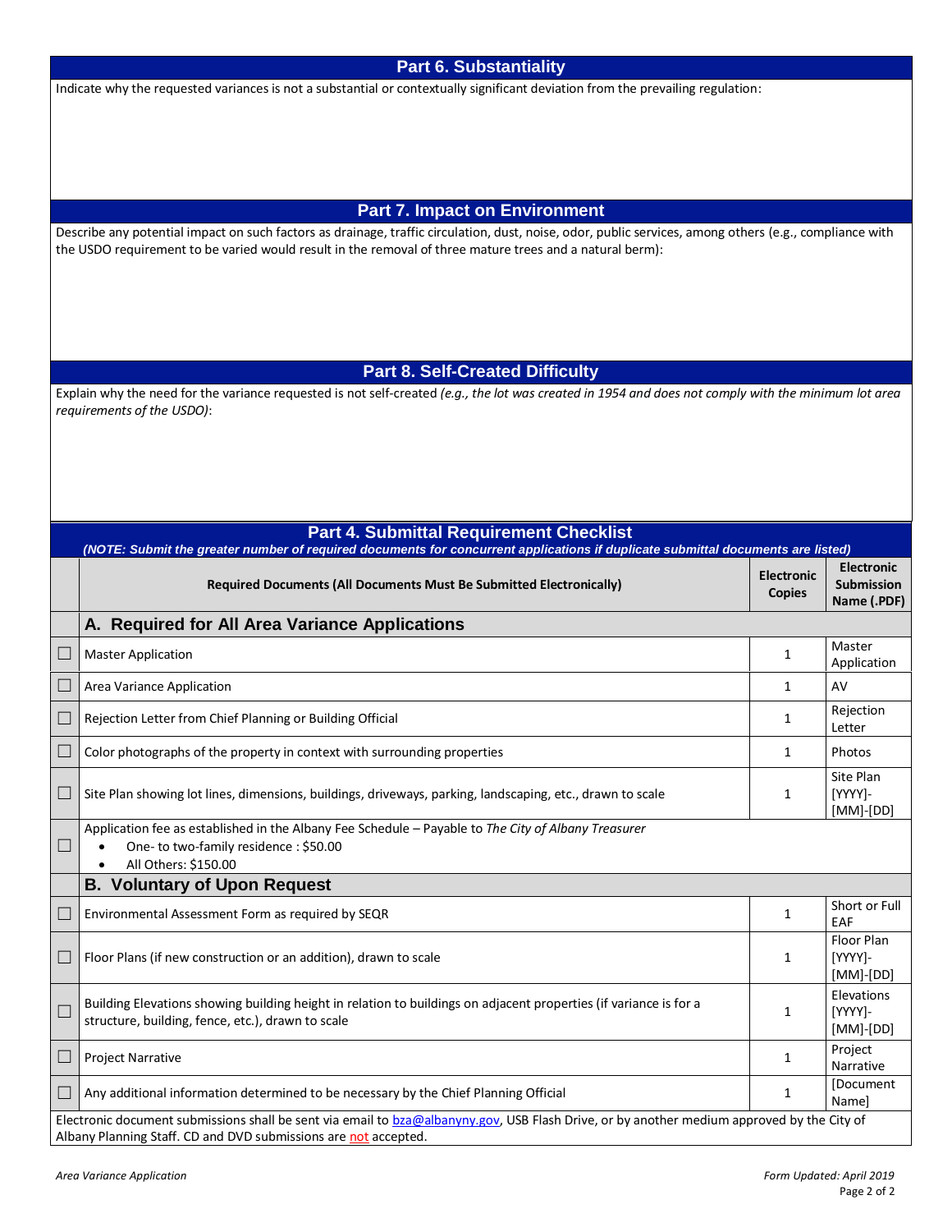## Part 6. Substantiality

Indicate why the requested variances is not a substantial or contextually significant deviation from the prevailing regulation:

## Part 7. Impact on Environment

Describe any potential impact on such factors as drainage, traffic circulation, dust, noise, odor, public services, among others (e.g., compliance with the USDO requirement to be varied would result in the removal of three mature trees and a natural berm):

## Part 8. Self-Created Difficulty

Explain why the need for the variance requested is not self-created *(e.g., the lot was created in 1954 and does not comply with the minimum lot area requirements of the USDO)*:

## Part 4. Submittal Requirement Checklist

***(NOTE: Submit the greater number of required documents for concurrent applications if duplicate submittal documents are listed)***

| | Required Documents (All Documents Must Be Submitted Electronically) | Electronic Copies | Electronic Submission Name (.PDF) |
|---|---|---|---|
| | **A. Required for All Area Variance Applications** | | |
| ☐ | Master Application | 1 | Master Application |
| ☐ | Area Variance Application | 1 | AV |
| ☐ | Rejection Letter from Chief Planning or Building Official | 1 | Rejection Letter |
| ☐ | Color photographs of the property in context with surrounding properties | 1 | Photos |
| ☐ | Site Plan showing lot lines, dimensions, buildings, driveways, parking, landscaping, etc., drawn to scale | 1 | Site Plan [YYYY]-[MM]-[DD] |
| ☐ | Application fee as established in the Albany Fee Schedule – Payable to *The City of Albany Treasurer*<br>• One- to two-family residence : $50.00<br>• All Others: $150.00 | | |
| | **B. Voluntary of Upon Request** | | |
| ☐ | Environmental Assessment Form as required by SEQR | 1 | Short or Full EAF |
| ☐ | Floor Plans (if new construction or an addition), drawn to scale | 1 | Floor Plan [YYYY]-[MM]-[DD] |
| ☐ | Building Elevations showing building height in relation to buildings on adjacent properties (if variance is for a structure, building, fence, etc.), drawn to scale | 1 | Elevations [YYYY]-[MM]-[DD] |
| ☐ | Project Narrative | 1 | Project Narrative |
| ☐ | Any additional information determined to be necessary by the Chief Planning Official | 1 | [Document Name] |

Electronic document submissions shall be sent via email to bza@albanyny.gov, USB Flash Drive, or by another medium approved by the City of Albany Planning Staff. CD and DVD submissions are not accepted.